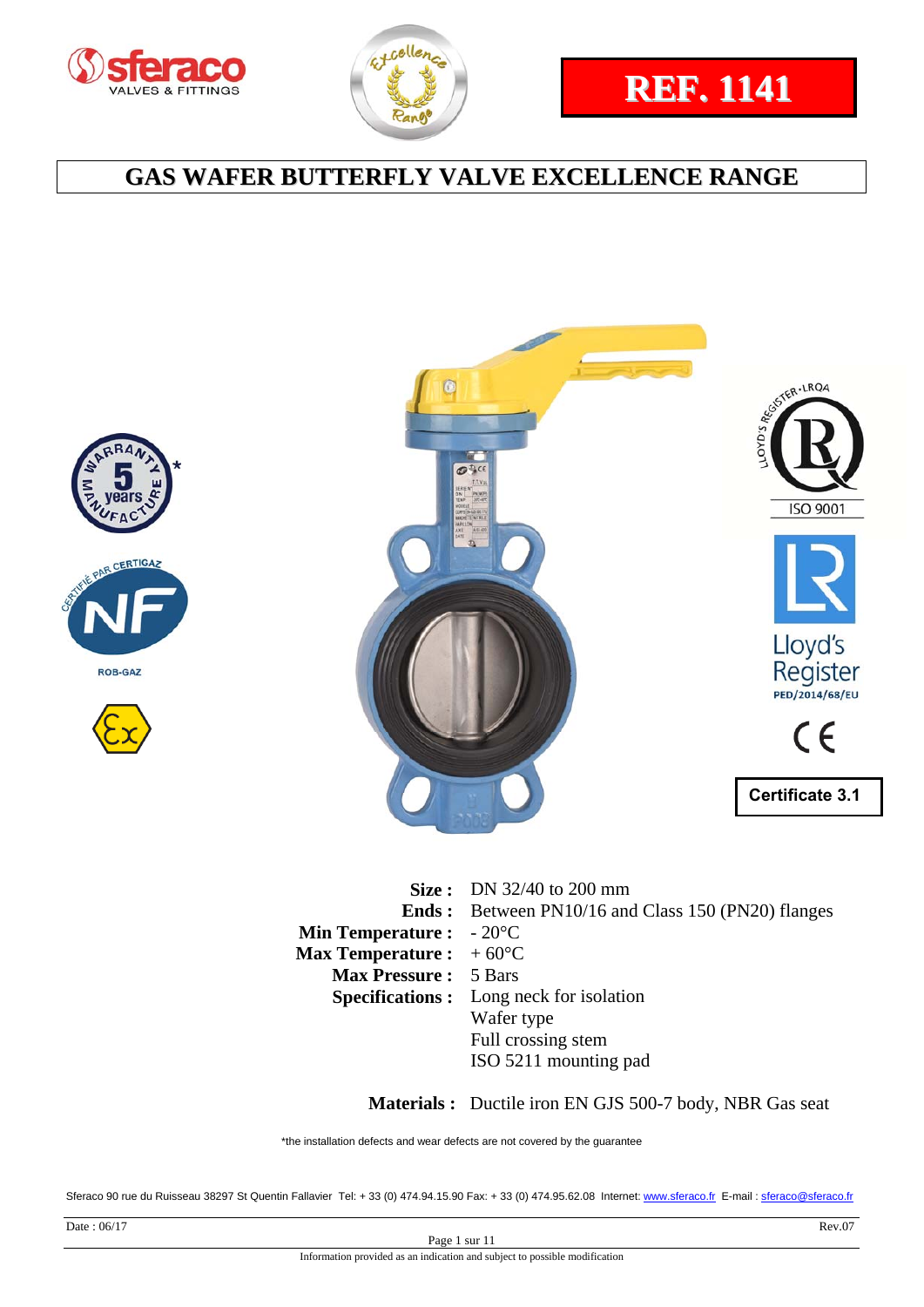# REF. 1141

## GAS WAFER BUTTERFLY VALVE EXCELLENCE RANGE

Certificate 3.1

| | |
|---|---|
| **Size :** | DN 32/40 to 200 mm |
| **Ends :** | Between PN10/16 and Class 150 (PN20) flanges |
| **Min Temperature :** | - 20°C |
| **Max Temperature :** | + 60°C |
| **Max Pressure :** | 5 Bars |
| **Specifications :** | Long neck for isolation<br>Wafer type<br>Full crossing stem<br>ISO 5211 mounting pad |

**Materials :** Ductile iron EN GJS 500-7 body, NBR Gas seat

*the installation defects and wear defects are not covered by the guarantee

Sferaco 90 rue du Ruisseau 38297 St Quentin Fallavier Tel: + 33 (0) 474.94.15.90 Fax: + 33 (0) 474.95.62.08 Internet: www.sferaco.fr E-mail : sferaco@sferaco.fr

Date : 06/17 Rev.07

Information provided as an indication and subject to possible modification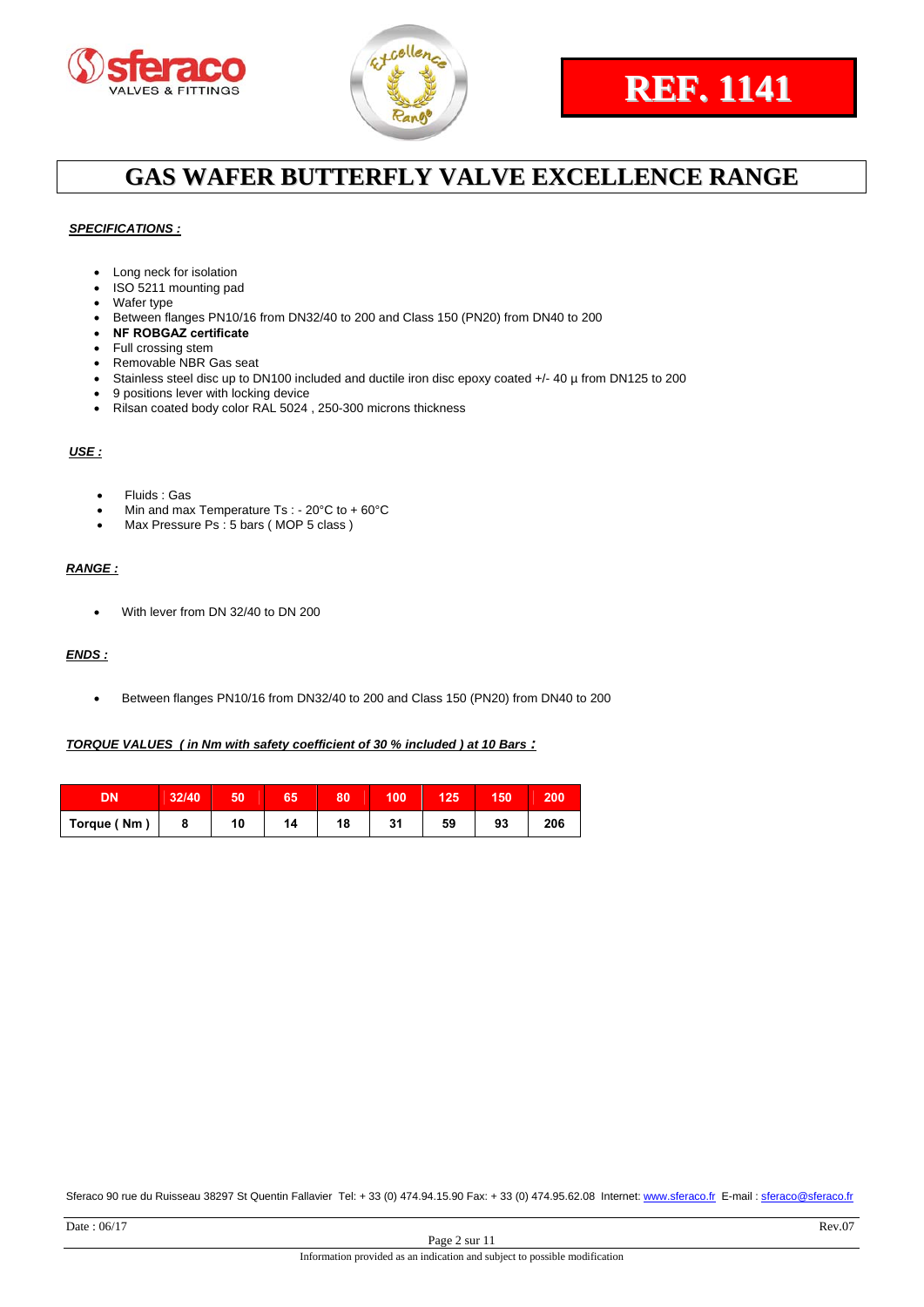**REF. 1141**

# GAS WAFER BUTTERFLY VALVE EXCELLENCE RANGE

***SPECIFICATIONS :***

- Long neck for isolation
- ISO 5211 mounting pad
- Wafer type
- Between flanges PN10/16 from DN32/40 to 200 and Class 150 (PN20) from DN40 to 200
- **NF ROBGAZ certificate**
- Full crossing stem
- Removable NBR Gas seat
- Stainless steel disc up to DN100 included and ductile iron disc epoxy coated +/- 40 µ from DN125 to 200
- 9 positions lever with locking device
- Rilsan coated body color RAL 5024 , 250-300 microns thickness

***USE :***

- Fluids : Gas
- Min and max Temperature Ts : - 20°C to + 60°C
- Max Pressure Ps : 5 bars ( MOP 5 class )

***RANGE :***

- With lever from DN 32/40 to DN 200

***ENDS :***

- Between flanges PN10/16 from DN32/40 to 200 and Class 150 (PN20) from DN40 to 200

***TORQUE VALUES ( in Nm with safety coefficient of 30 % included ) at 10 Bars :***

| DN | 32/40 | 50 | 65 | 80 | 100 | 125 | 150 | 200 |
|---|---|---|---|---|---|---|---|---|
| Torque ( Nm ) | 8 | 10 | 14 | 18 | 31 | 59 | 93 | 206 |

Sferaco 90 rue du Ruisseau 38297 St Quentin Fallavier Tel: + 33 (0) 474.94.15.90 Fax: + 33 (0) 474.95.62.08 Internet: www.sferaco.fr E-mail : sferaco@sferaco.fr

Date : 06/17 Rev.07

Information provided as an indication and subject to possible modification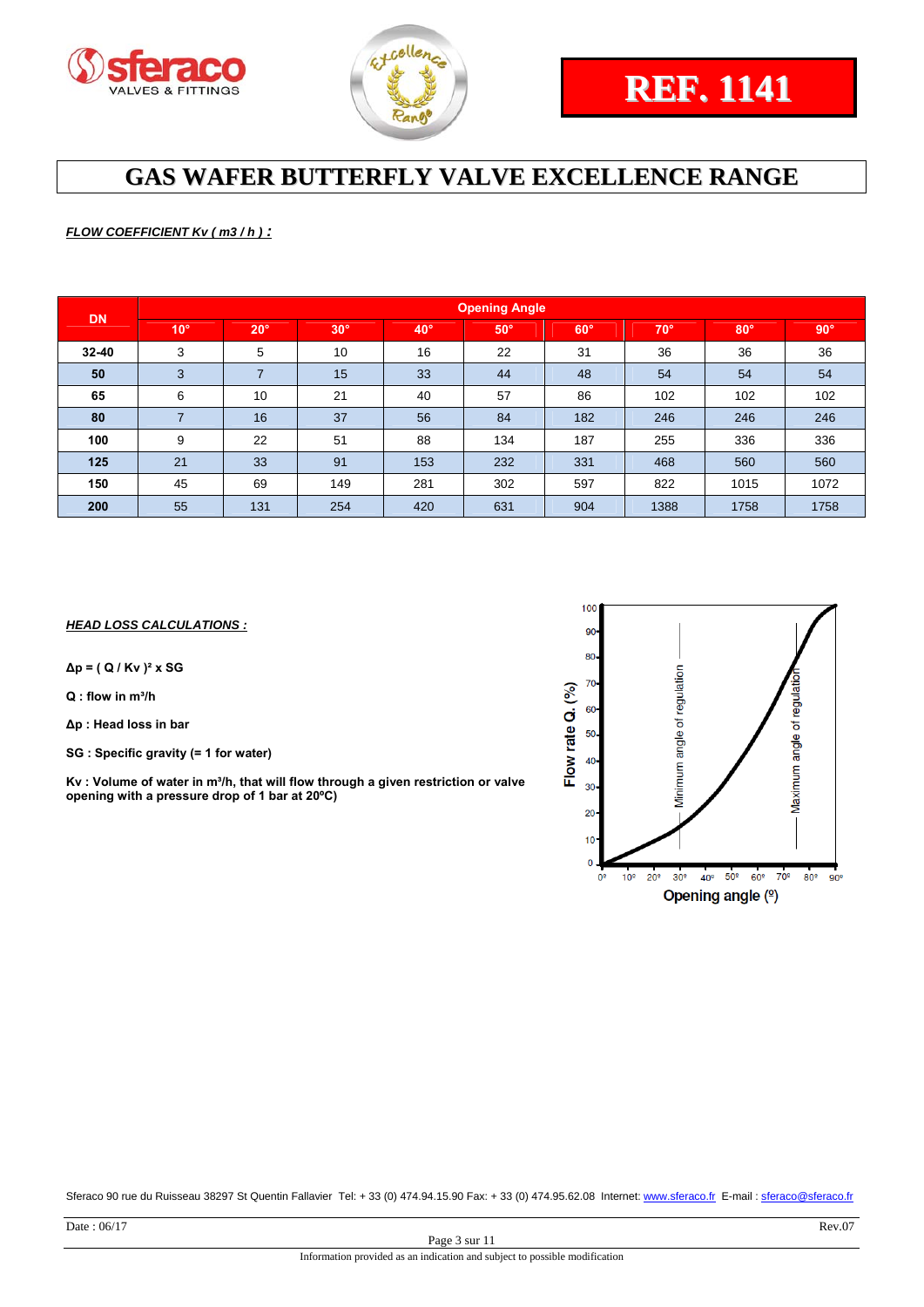# REF. 1141

# GAS WAFER BUTTERFLY VALVE EXCELLENCE RANGE

***FLOW COEFFICIENT Kv ( m3 / h ) :***

| DN | Opening Angle | | | | | | | | |
|---|---|---|---|---|---|---|---|---|---|
| | 10° | 20° | 30° | 40° | 50° | 60° | 70° | 80° | 90° |
| **32-40** | 3 | 5 | 10 | 16 | 22 | 31 | 36 | 36 | 36 |
| **50** | 3 | 7 | 15 | 33 | 44 | 48 | 54 | 54 | 54 |
| **65** | 6 | 10 | 21 | 40 | 57 | 86 | 102 | 102 | 102 |
| **80** | 7 | 16 | 37 | 56 | 84 | 182 | 246 | 246 | 246 |
| **100** | 9 | 22 | 51 | 88 | 134 | 187 | 255 | 336 | 336 |
| **125** | 21 | 33 | 91 | 153 | 232 | 331 | 468 | 560 | 560 |
| **150** | 45 | 69 | 149 | 281 | 302 | 597 | 822 | 1015 | 1072 |
| **200** | 55 | 131 | 254 | 420 | 631 | 904 | 1388 | 1758 | 1758 |

***HEAD LOSS CALCULATIONS :***

**$\Delta p = ( Q / Kv )^2 \times SG$**

**Q : flow in m³/h**

**Δp : Head loss in bar**

**SG : Specific gravity (= 1 for water)**

**Kv : Volume of water in m³/h, that will flow through a given restriction or valve opening with a pressure drop of 1 bar at 20ºC)**

Sferaco 90 rue du Ruisseau 38297 St Quentin Fallavier Tel: + 33 (0) 474.94.15.90 Fax: + 33 (0) 474.95.62.08 Internet: www.sferaco.fr E-mail : sferaco@sferaco.fr

Date : 06/17 Rev.07

Information provided as an indication and subject to possible modification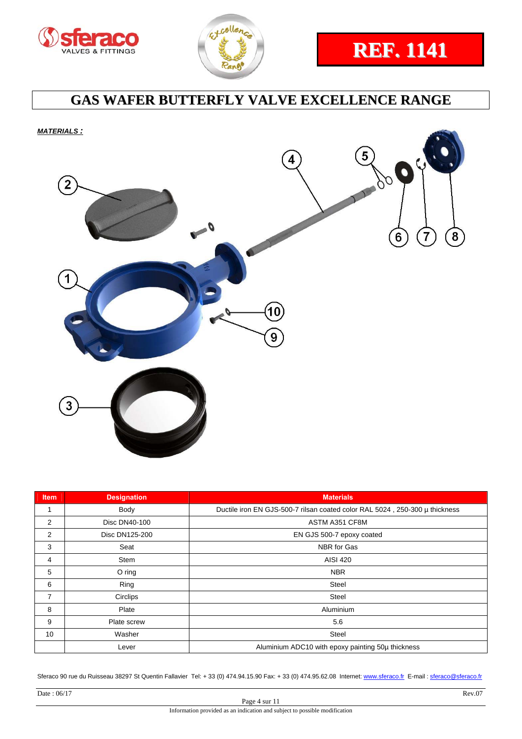REF. 1141

# GAS WAFER BUTTERFLY VALVE EXCELLENCE RANGE

***MATERIALS :***

| Item | Designation | Materials |
|---|---|---|
| 1 | Body | Ductile iron EN GJS-500-7 rilsan coated color RAL 5024 , 250-300 µ thickness |
| 2 | Disc DN40-100 | ASTM A351 CF8M |
| 2 | Disc DN125-200 | EN GJS 500-7 epoxy coated |
| 3 | Seat | NBR for Gas |
| 4 | Stem | AISI 420 |
| 5 | O ring | NBR |
| 6 | Ring | Steel |
| 7 | Circlips | Steel |
| 8 | Plate | Aluminium |
| 9 | Plate screw | 5.6 |
| 10 | Washer | Steel |
| | Lever | Aluminium ADC10 with epoxy painting 50µ thickness |

Sferaco 90 rue du Ruisseau 38297 St Quentin Fallavier Tel: + 33 (0) 474.94.15.90 Fax: + 33 (0) 474.95.62.08 Internet: www.sferaco.fr E-mail : sferaco@sferaco.fr

Date : 06/17 Rev.07

Information provided as an indication and subject to possible modification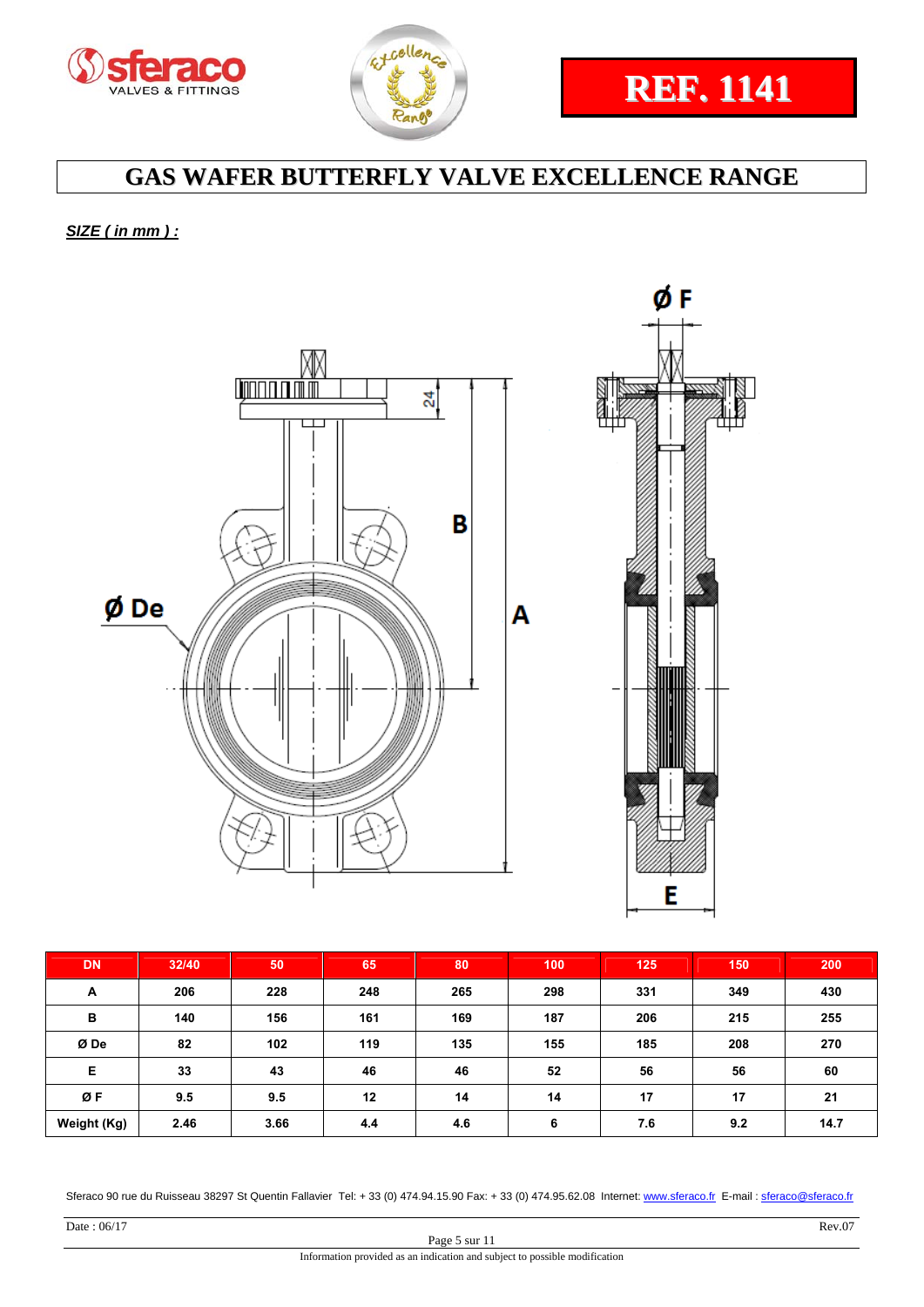**REF. 1141**

# GAS WAFER BUTTERFLY VALVE EXCELLENCE RANGE

***SIZE ( in mm ) :***

| DN | 32/40 | 50 | 65 | 80 | 100 | 125 | 150 | 200 |
|---|---|---|---|---|---|---|---|---|
| A | 206 | 228 | 248 | 265 | 298 | 331 | 349 | 430 |
| B | 140 | 156 | 161 | 169 | 187 | 206 | 215 | 255 |
| Ø De | 82 | 102 | 119 | 135 | 155 | 185 | 208 | 270 |
| E | 33 | 43 | 46 | 46 | 52 | 56 | 56 | 60 |
| Ø F | 9.5 | 9.5 | 12 | 14 | 14 | 17 | 17 | 21 |
| Weight (Kg) | 2.46 | 3.66 | 4.4 | 4.6 | 6 | 7.6 | 9.2 | 14.7 |

Sferaco 90 rue du Ruisseau 38297 St Quentin Fallavier Tel: + 33 (0) 474.94.15.90 Fax: + 33 (0) 474.95.62.08 Internet: www.sferaco.fr E-mail : sferaco@sferaco.fr

Date : 06/17 Rev.07

Information provided as an indication and subject to possible modification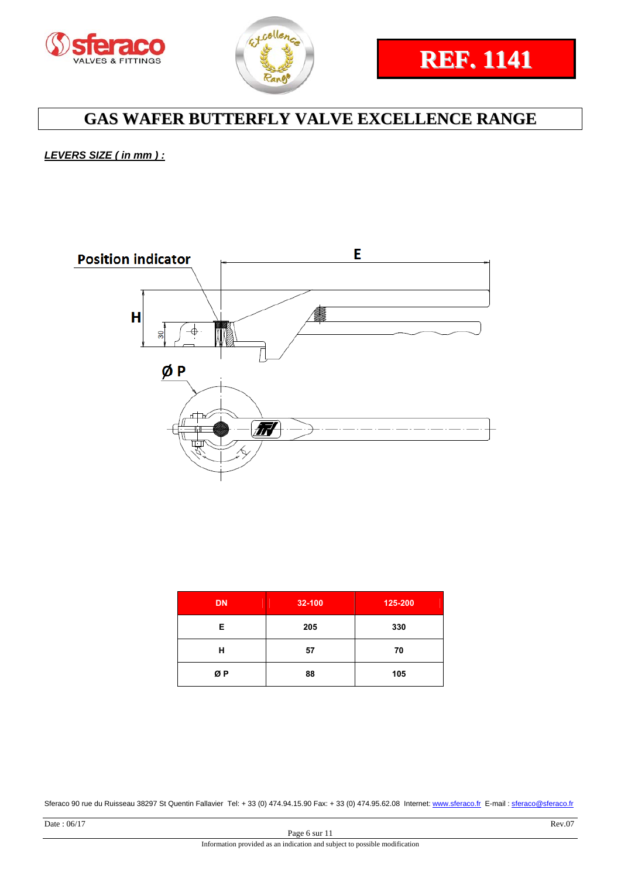REF. 1141

# GAS WAFER BUTTERFLY VALVE EXCELLENCE RANGE

***LEVERS SIZE ( in mm ) :***

| DN | 32-100 | 125-200 |
|---|---|---|
| E | 205 | 330 |
| H | 57 | 70 |
| Ø P | 88 | 105 |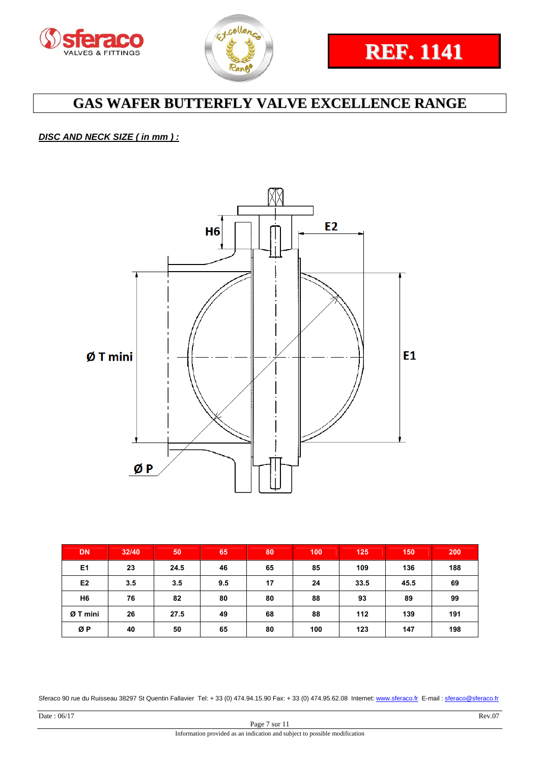REF. 1141

# GAS WAFER BUTTERFLY VALVE EXCELLENCE RANGE

***DISC AND NECK SIZE ( in mm ) :***

| DN | 32/40 | 50 | 65 | 80 | 100 | 125 | 150 | 200 |
|---|---|---|---|---|---|---|---|---|
| E1 | 23 | 24.5 | 46 | 65 | 85 | 109 | 136 | 188 |
| E2 | 3.5 | 3.5 | 9.5 | 17 | 24 | 33.5 | 45.5 | 69 |
| H6 | 76 | 82 | 80 | 80 | 88 | 93 | 89 | 99 |
| Ø T mini | 26 | 27.5 | 49 | 68 | 88 | 112 | 139 | 191 |
| Ø P | 40 | 50 | 65 | 80 | 100 | 123 | 147 | 198 |

Sferaco 90 rue du Ruisseau 38297 St Quentin Fallavier Tel: + 33 (0) 474.94.15.90 Fax: + 33 (0) 474.95.62.08 Internet: www.sferaco.fr E-mail : sferaco@sferaco.fr

Date : 06/17 Rev.07

Information provided as an indication and subject to possible modification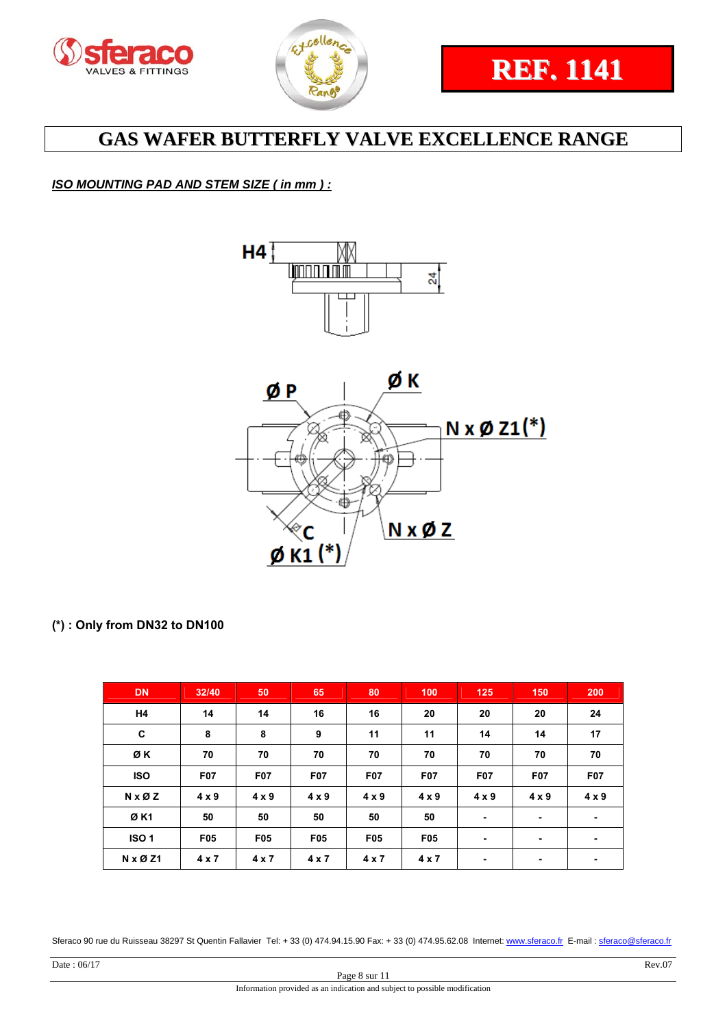REF. 1141

# GAS WAFER BUTTERFLY VALVE EXCELLENCE RANGE

***ISO MOUNTING PAD AND STEM SIZE ( in mm ) :***

**(*) : Only from DN32 to DN100**

| DN | 32/40 | 50 | 65 | 80 | 100 | 125 | 150 | 200 |
|---|---|---|---|---|---|---|---|---|
| H4 | 14 | 14 | 16 | 16 | 20 | 20 | 20 | 24 |
| C | 8 | 8 | 9 | 11 | 11 | 14 | 14 | 17 |
| Ø K | 70 | 70 | 70 | 70 | 70 | 70 | 70 | 70 |
| ISO | F07 | F07 | F07 | F07 | F07 | F07 | F07 | F07 |
| N x Ø Z | 4 x 9 | 4 x 9 | 4 x 9 | 4 x 9 | 4 x 9 | 4 x 9 | 4 x 9 | 4 x 9 |
| Ø K1 | 50 | 50 | 50 | 50 | 50 | - | - | - |
| ISO 1 | F05 | F05 | F05 | F05 | F05 | - | - | - |
| N x Ø Z1 | 4 x 7 | 4 x 7 | 4 x 7 | 4 x 7 | 4 x 7 | - | - | - |

Sferaco 90 rue du Ruisseau 38297 St Quentin Fallavier Tel: + 33 (0) 474.94.15.90 Fax: + 33 (0) 474.95.62.08 Internet: www.sferaco.fr E-mail : sferaco@sferaco.fr

Date : 06/17 Rev.07

Information provided as an indication and subject to possible modification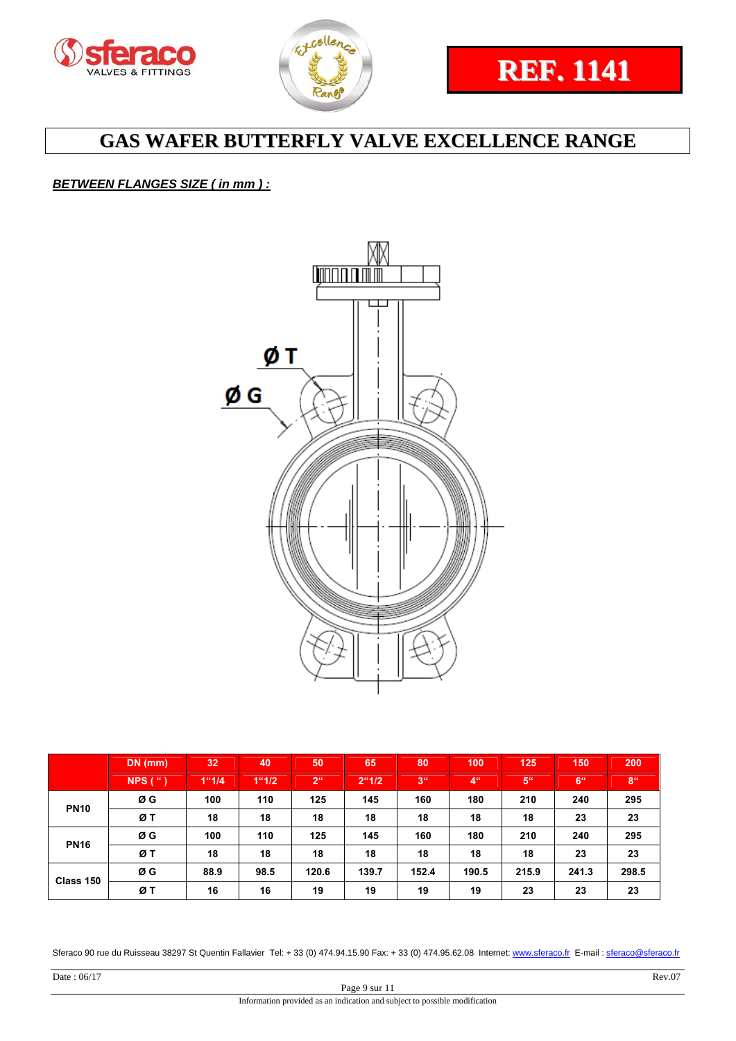sferaco VALVES & FITTINGS

Excellence Range

**REF. 1141**

# GAS WAFER BUTTERFLY VALVE EXCELLENCE RANGE

***BETWEEN FLANGES SIZE ( in mm ) :***

Ø T

Ø G

| | DN (mm) | 32 | 40 | 50 | 65 | 80 | 100 | 125 | 150 | 200 |
|---|---|---|---|---|---|---|---|---|---|---|
| | NPS ( " ) | 1"1/4 | 1"1/2 | 2" | 2"1/2 | 3" | 4" | 5" | 6" | 8" |
| **PN10** | Ø G | 100 | 110 | 125 | 145 | 160 | 180 | 210 | 240 | 295 |
| | Ø T | 18 | 18 | 18 | 18 | 18 | 18 | 18 | 23 | 23 |
| **PN16** | Ø G | 100 | 110 | 125 | 145 | 160 | 180 | 210 | 240 | 295 |
| | Ø T | 18 | 18 | 18 | 18 | 18 | 18 | 18 | 23 | 23 |
| **Class 150** | Ø G | 88.9 | 98.5 | 120.6 | 139.7 | 152.4 | 190.5 | 215.9 | 241.3 | 298.5 |
| | Ø T | 16 | 16 | 19 | 19 | 19 | 19 | 23 | 23 | 23 |

Sferaco 90 rue du Ruisseau 38297 St Quentin Fallavier Tel: + 33 (0) 474.94.15.90 Fax: + 33 (0) 474.95.62.08 Internet: www.sferaco.fr E-mail : sferaco@sferaco.fr

Date : 06/17 Rev.07

Information provided as an indication and subject to possible modification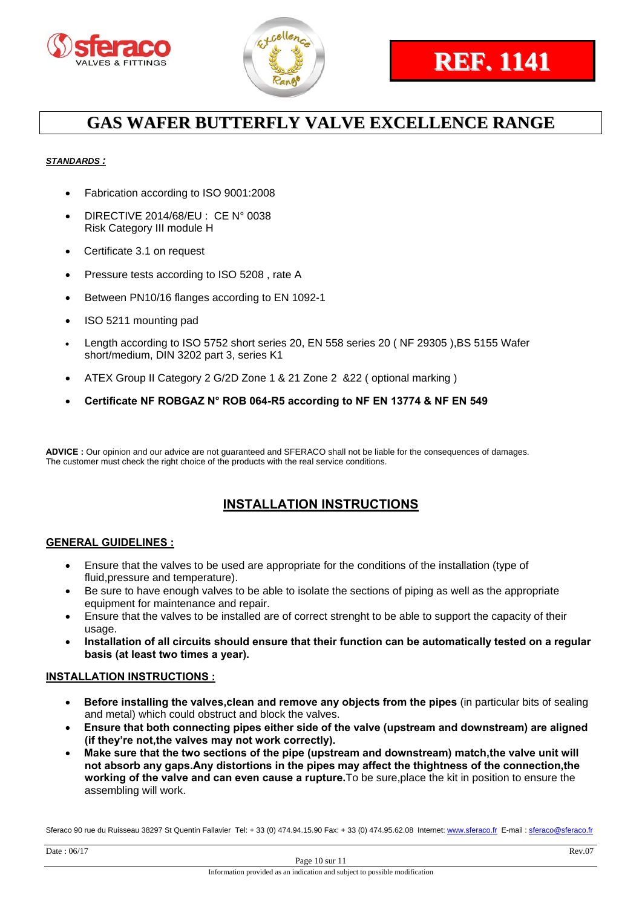REF. 1141

# GAS WAFER BUTTERFLY VALVE EXCELLENCE RANGE

***STANDARDS :***

- Fabrication according to ISO 9001:2008
- DIRECTIVE 2014/68/EU : CE N° 0038
  Risk Category III module H
- Certificate 3.1 on request
- Pressure tests according to ISO 5208 , rate A
- Between PN10/16 flanges according to EN 1092-1
- ISO 5211 mounting pad
- Length according to ISO 5752 short series 20, EN 558 series 20 ( NF 29305 ),BS 5155 Wafer short/medium, DIN 3202 part 3, series K1
- ATEX Group II Category 2 G/2D Zone 1 & 21 Zone 2 &22 ( optional marking )
- **Certificate NF ROBGAZ N° ROB 064-R5 according to NF EN 13774 & NF EN 549**

**ADVICE :** Our opinion and our advice are not guaranteed and SFERACO shall not be liable for the consequences of damages. The customer must check the right choice of the products with the real service conditions.

## INSTALLATION INSTRUCTIONS

### GENERAL GUIDELINES :

- Ensure that the valves to be used are appropriate for the conditions of the installation (type of fluid,pressure and temperature).
- Be sure to have enough valves to be able to isolate the sections of piping as well as the appropriate equipment for maintenance and repair.
- Ensure that the valves to be installed are of correct strenght to be able to support the capacity of their usage.
- **Installation of all circuits should ensure that their function can be automatically tested on a regular basis (at least two times a year).**

### INSTALLATION INSTRUCTIONS :

- **Before installing the valves,clean and remove any objects from the pipes** (in particular bits of sealing and metal) which could obstruct and block the valves.
- **Ensure that both connecting pipes either side of the valve (upstream and downstream) are aligned (if they're not,the valves may not work correctly).**
- **Make sure that the two sections of the pipe (upstream and downstream) match,the valve unit will not absorb any gaps.Any distortions in the pipes may affect the thightness of the connection,the working of the valve and can even cause a rupture.** To be sure,place the kit in position to ensure the assembling will work.

Sferaco 90 rue du Ruisseau 38297 St Quentin Fallavier Tel: + 33 (0) 474.94.15.90 Fax: + 33 (0) 474.95.62.08 Internet: www.sferaco.fr E-mail : sferaco@sferaco.fr

Date : 06/17 Rev.07

Information provided as an indication and subject to possible modification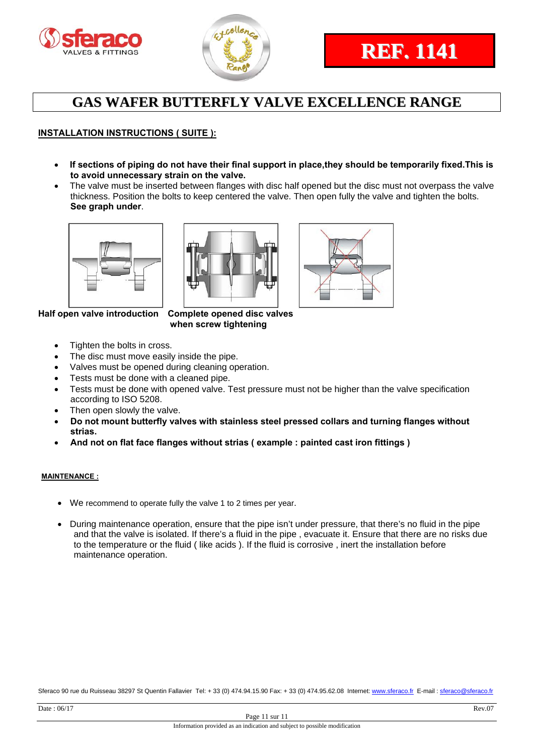REF. 1141

# GAS WAFER BUTTERFLY VALVE EXCELLENCE RANGE

## INSTALLATION INSTRUCTIONS ( SUITE ):

- **If sections of piping do not have their final support in place,they should be temporarily fixed.This is to avoid unnecessary strain on the valve.**
- The valve must be inserted between flanges with disc half opened but the disc must not overpass the valve thickness. Position the bolts to keep centered the valve. Then open fully the valve and tighten the bolts. **See graph under**.

**Half open valve introduction** **Complete opened disc valves when screw tightening**

- Tighten the bolts in cross.
- The disc must move easily inside the pipe.
- Valves must be opened during cleaning operation.
- Tests must be done with a cleaned pipe.
- Tests must be done with opened valve. Test pressure must not be higher than the valve specification according to ISO 5208.
- Then open slowly the valve.
- **Do not mount butterfly valves with stainless steel pressed collars and turning flanges without strias.**
- **And not on flat face flanges without strias ( example : painted cast iron fittings )**

## MAINTENANCE :

- We recommend to operate fully the valve 1 to 2 times per year.
- During maintenance operation, ensure that the pipe isn't under pressure, that there's no fluid in the pipe and that the valve is isolated. If there's a fluid in the pipe , evacuate it. Ensure that there are no risks due to the temperature or the fluid ( like acids ). If the fluid is corrosive , inert the installation before maintenance operation.

Sferaco 90 rue du Ruisseau 38297 St Quentin Fallavier Tel: + 33 (0) 474.94.15.90 Fax: + 33 (0) 474.95.62.08 Internet: www.sferaco.fr E-mail : sferaco@sferaco.fr

Date : 06/17 Rev.07

Information provided as an indication and subject to possible modification